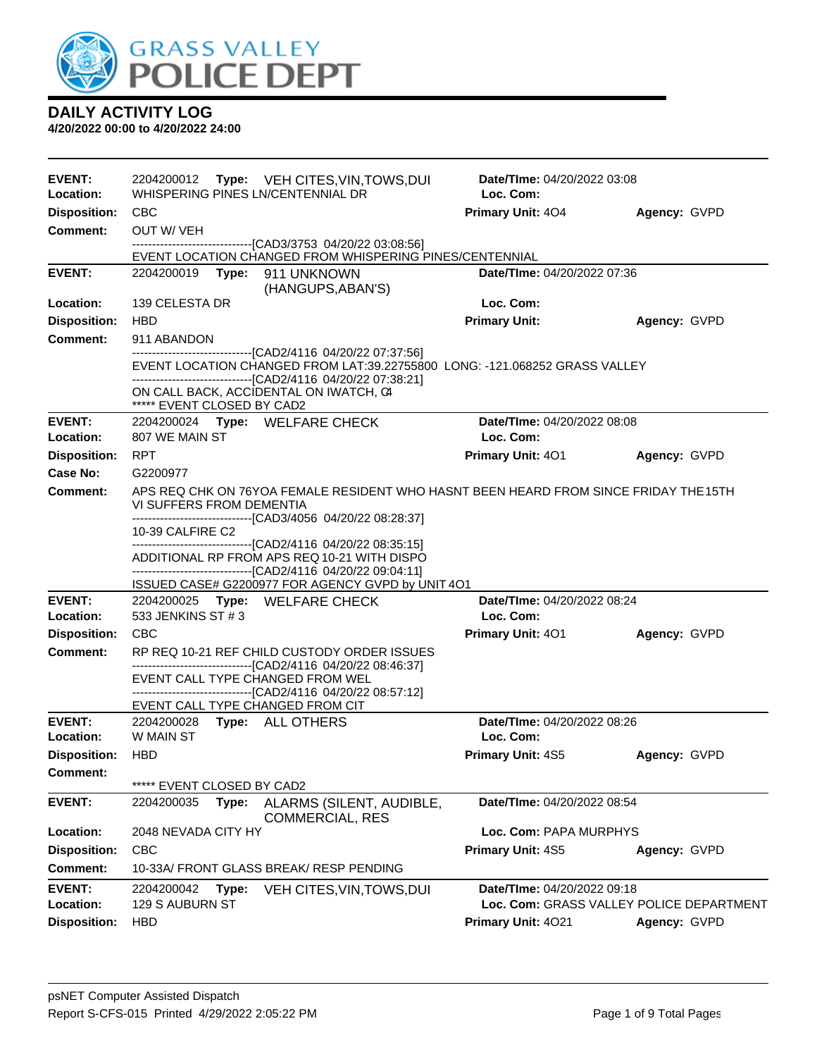# GRASS VALLEY POLICE DEPT

## DAILY ACTIVITY LOG

**4/20/2022 00:00 to 4/20/2022 24:00**

---

**EVENT:** 2204200012 **Type:** VEH CITES,VIN,TOWS,DUI **Date/TIme:** 04/20/2022 03:08
**Location:** WHISPERING PINES LN/CENTENNIAL DR **Loc. Com:**
**Disposition:** CBC **Primary Unit:** 4O4 **Agency:** GVPD
**Comment:** OUT W/ VEH
------------------------------[CAD3/3753 04/20/22 03:08:56]
EVENT LOCATION CHANGED FROM WHISPERING PINES/CENTENNIAL

---

**EVENT:** 2204200019 **Type:** 911 UNKNOWN (HANGUPS,ABAN'S) **Date/TIme:** 04/20/2022 07:36
**Location:** 139 CELESTA DR **Loc. Com:**
**Disposition:** HBD **Primary Unit:** **Agency:** GVPD
**Comment:** 911 ABANDON
------------------------------[CAD2/4116 04/20/22 07:37:56]
EVENT LOCATION CHANGED FROM LAT:39.22755800 LONG: -121.068252 GRASS VALLEY
------------------------------[CAD2/4116 04/20/22 07:38:21]
ON CALL BACK, ACCIDENTAL ON IWATCH, C4
***** EVENT CLOSED BY CAD2

---

**EVENT:** 2204200024 **Type:** WELFARE CHECK **Date/TIme:** 04/20/2022 08:08
**Location:** 807 WE MAIN ST **Loc. Com:**
**Disposition:** RPT **Primary Unit:** 4O1 **Agency:** GVPD
**Case No:** G2200977
**Comment:** APS REQ CHK ON 76YOA FEMALE RESIDENT WHO HASNT BEEN HEARD FROM SINCE FRIDAY THE15TH VI SUFFERS FROM DEMENTIA
------------------------------[CAD3/4056 04/20/22 08:28:37]
10-39 CALFIRE C2
------------------------------[CAD2/4116 04/20/22 08:35:15]
ADDITIONAL RP FROM APS REQ 10-21 WITH DISPO
------------------------------[CAD2/4116 04/20/22 09:04:11]
ISSUED CASE# G2200977 FOR AGENCY GVPD by UNIT 4O1

---

**EVENT:** 2204200025 **Type:** WELFARE CHECK **Date/TIme:** 04/20/2022 08:24
**Location:** 533 JENKINS ST # 3 **Loc. Com:**
**Disposition:** CBC **Primary Unit:** 4O1 **Agency:** GVPD
**Comment:** RP REQ 10-21 REF CHILD CUSTODY ORDER ISSUES
------------------------------[CAD2/4116 04/20/22 08:46:37]
EVENT CALL TYPE CHANGED FROM WEL
------------------------------[CAD2/4116 04/20/22 08:57:12]
EVENT CALL TYPE CHANGED FROM CIT

---

**EVENT:** 2204200028 **Type:** ALL OTHERS **Date/TIme:** 04/20/2022 08:26
**Location:** W MAIN ST **Loc. Com:**
**Disposition:** HBD **Primary Unit:** 4S5 **Agency:** GVPD
**Comment:**
***** EVENT CLOSED BY CAD2

---

**EVENT:** 2204200035 **Type:** ALARMS (SILENT, AUDIBLE, COMMERCIAL, RES **Date/TIme:** 04/20/2022 08:54
**Location:** 2048 NEVADA CITY HY **Loc. Com:** PAPA MURPHYS
**Disposition:** CBC **Primary Unit:** 4S5 **Agency:** GVPD
**Comment:** 10-33A/ FRONT GLASS BREAK/ RESP PENDING

---

**EVENT:** 2204200042 **Type:** VEH CITES,VIN,TOWS,DUI **Date/TIme:** 04/20/2022 09:18
**Location:** 129 S AUBURN ST **Loc. Com:** GRASS VALLEY POLICE DEPARTMENT
**Disposition:** HBD **Primary Unit:** 4O21 **Agency:** GVPD

---

psNET Computer Assisted Dispatch
Report S-CFS-015 Printed 4/29/2022 2:05:22 PM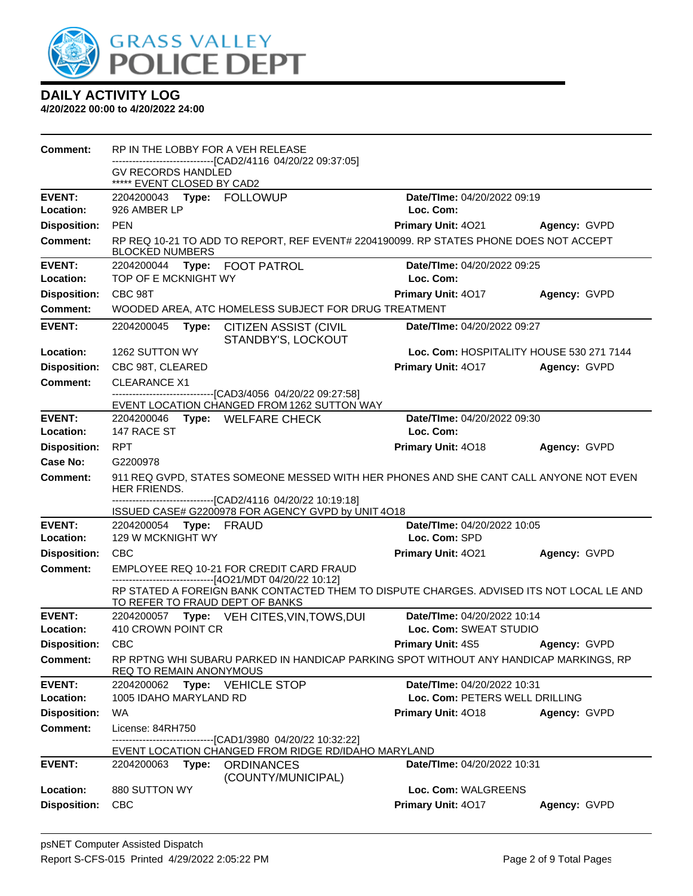# DAILY ACTIVITY LOG

**4/20/2022 00:00 to 4/20/2022 24:00**

**Comment:** RP IN THE LOBBY FOR A VEH RELEASE
------------------------------[CAD2/4116 04/20/22 09:37:05]
GV RECORDS HANDLED
***** EVENT CLOSED BY CAD2

---

**EVENT:** 2204200043 **Type:** FOLLOWUP **Date/TIme:** 04/20/2022 09:19
**Location:** 926 AMBER LP **Loc. Com:**
**Disposition:** PEN **Primary Unit:** 4O21 **Agency:** GVPD
**Comment:** RP REQ 10-21 TO ADD TO REPORT, REF EVENT# 2204190099. RP STATES PHONE DOES NOT ACCEPT BLOCKED NUMBERS

---

**EVENT:** 2204200044 **Type:** FOOT PATROL **Date/TIme:** 04/20/2022 09:25
**Location:** TOP OF E MCKNIGHT WY **Loc. Com:**
**Disposition:** CBC 98T **Primary Unit:** 4O17 **Agency:** GVPD
**Comment:** WOODED AREA, ATC HOMELESS SUBJECT FOR DRUG TREATMENT

---

**EVENT:** 2204200045 **Type:** CITIZEN ASSIST (CIVIL STANDBY'S, LOCKOUT **Date/TIme:** 04/20/2022 09:27
**Location:** 1262 SUTTON WY **Loc. Com:** HOSPITALITY HOUSE 530 271 7144
**Disposition:** CBC 98T, CLEARED **Primary Unit:** 4O17 **Agency:** GVPD
**Comment:** CLEARANCE X1
------------------------------[CAD3/4056 04/20/22 09:27:58]
EVENT LOCATION CHANGED FROM 1262 SUTTON WAY

---

**EVENT:** 2204200046 **Type:** WELFARE CHECK **Date/TIme:** 04/20/2022 09:30
**Location:** 147 RACE ST **Loc. Com:**
**Disposition:** RPT **Primary Unit:** 4O18 **Agency:** GVPD
**Case No:** G2200978
**Comment:** 911 REQ GVPD, STATES SOMEONE MESSED WITH HER PHONES AND SHE CANT CALL ANYONE NOT EVEN HER FRIENDS.
------------------------------[CAD2/4116 04/20/22 10:19:18]
ISSUED CASE# G2200978 FOR AGENCY GVPD by UNIT 4O18

---

**EVENT:** 2204200054 **Type:** FRAUD **Date/TIme:** 04/20/2022 10:05
**Location:** 129 W MCKNIGHT WY **Loc. Com:** SPD
**Disposition:** CBC **Primary Unit:** 4O21 **Agency:** GVPD
**Comment:** EMPLOYEE REQ 10-21 FOR CREDIT CARD FRAUD
------------------------------[4O21/MDT 04/20/22 10:12]
RP STATED A FOREIGN BANK CONTACTED THEM TO DISPUTE CHARGES. ADVISED ITS NOT LOCAL LE AND TO REFER TO FRAUD DEPT OF BANKS

---

**EVENT:** 2204200057 **Type:** VEH CITES,VIN,TOWS,DUI **Date/TIme:** 04/20/2022 10:14
**Location:** 410 CROWN POINT CR **Loc. Com:** SWEAT STUDIO
**Disposition:** CBC **Primary Unit:** 4S5 **Agency:** GVPD
**Comment:** RP RPTNG WHI SUBARU PARKED IN HANDICAP PARKING SPOT WITHOUT ANY HANDICAP MARKINGS, RP REQ TO REMAIN ANONYMOUS

---

**EVENT:** 2204200062 **Type:** VEHICLE STOP **Date/TIme:** 04/20/2022 10:31
**Location:** 1005 IDAHO MARYLAND RD **Loc. Com:** PETERS WELL DRILLING
**Disposition:** WA **Primary Unit:** 4O18 **Agency:** GVPD
**Comment:** License: 84RH750
------------------------------[CAD1/3980 04/20/22 10:32:22]
EVENT LOCATION CHANGED FROM RIDGE RD/IDAHO MARYLAND

---

**EVENT:** 2204200063 **Type:** ORDINANCES (COUNTY/MUNICIPAL) **Date/TIme:** 04/20/2022 10:31
**Location:** 880 SUTTON WY **Loc. Com:** WALGREENS
**Disposition:** CBC **Primary Unit:** 4O17 **Agency:** GVPD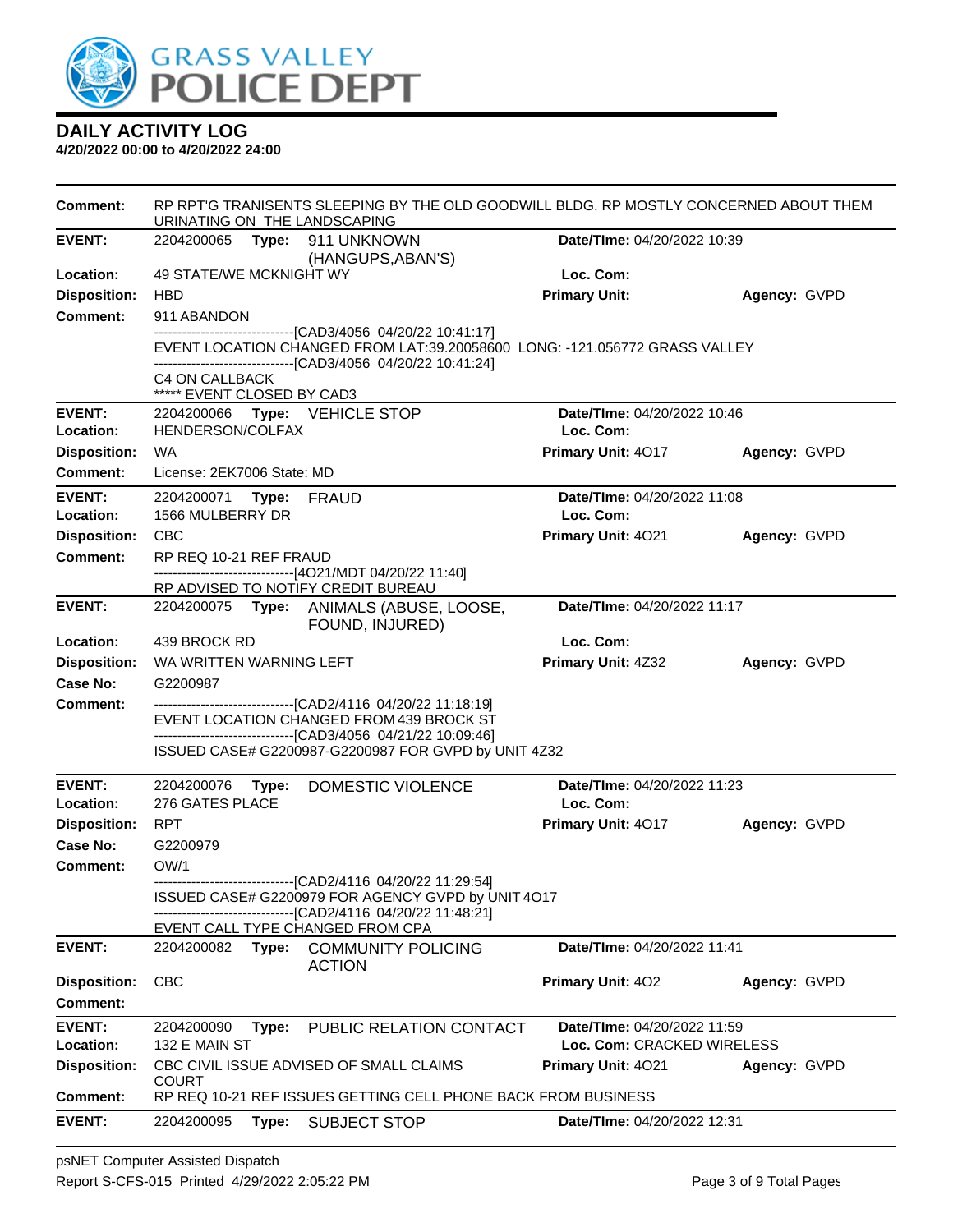# DAILY ACTIVITY LOG

**4/20/2022 00:00 to 4/20/2022 24:00**

**Comment:** RP RPT'G TRANISENTS SLEEPING BY THE OLD GOODWILL BLDG. RP MOSTLY CONCERNED ABOUT THEM URINATING ON THE LANDSCAPING

---

**EVENT:** 2204200065 **Type:** 911 UNKNOWN (HANGUPS,ABAN'S) **Date/TIme:** 04/20/2022 10:39
**Location:** 49 STATE/WE MCKNIGHT WY **Loc. Com:**
**Disposition:** HBD **Primary Unit:** **Agency:** GVPD
**Comment:** 911 ABANDON
------------------------------[CAD3/4056 04/20/22 10:41:17]
EVENT LOCATION CHANGED FROM LAT:39.20058600 LONG: -121.056772 GRASS VALLEY
------------------------------[CAD3/4056 04/20/22 10:41:24]
C4 ON CALLBACK
***** EVENT CLOSED BY CAD3

---

**EVENT:** 2204200066 **Type:** VEHICLE STOP **Date/TIme:** 04/20/2022 10:46
**Location:** HENDERSON/COLFAX **Loc. Com:**
**Disposition:** WA **Primary Unit:** 4O17 **Agency:** GVPD
**Comment:** License: 2EK7006 State: MD

---

**EVENT:** 2204200071 **Type:** FRAUD **Date/TIme:** 04/20/2022 11:08
**Location:** 1566 MULBERRY DR **Loc. Com:**
**Disposition:** CBC **Primary Unit:** 4O21 **Agency:** GVPD
**Comment:** RP REQ 10-21 REF FRAUD
------------------------------[4O21/MDT 04/20/22 11:40]
RP ADVISED TO NOTIFY CREDIT BUREAU

---

**EVENT:** 2204200075 **Type:** ANIMALS (ABUSE, LOOSE, FOUND, INJURED) **Date/TIme:** 04/20/2022 11:17
**Location:** 439 BROCK RD **Loc. Com:**
**Disposition:** WA WRITTEN WARNING LEFT **Primary Unit:** 4Z32 **Agency:** GVPD
**Case No:** G2200987
**Comment:**
------------------------------[CAD2/4116 04/20/22 11:18:19]
EVENT LOCATION CHANGED FROM 439 BROCK ST
------------------------------[CAD3/4056 04/21/22 10:09:46]
ISSUED CASE# G2200987-G2200987 FOR GVPD by UNIT 4Z32

---

**EVENT:** 2204200076 **Type:** DOMESTIC VIOLENCE **Date/TIme:** 04/20/2022 11:23
**Location:** 276 GATES PLACE **Loc. Com:**
**Disposition:** RPT **Primary Unit:** 4O17 **Agency:** GVPD
**Case No:** G2200979
**Comment:** OW/1
------------------------------[CAD2/4116 04/20/22 11:29:54]
ISSUED CASE# G2200979 FOR AGENCY GVPD by UNIT 4O17
------------------------------[CAD2/4116 04/20/22 11:48:21]
EVENT CALL TYPE CHANGED FROM CPA

---

**EVENT:** 2204200082 **Type:** COMMUNITY POLICING ACTION **Date/TIme:** 04/20/2022 11:41
**Disposition:** CBC **Primary Unit:** 4O2 **Agency:** GVPD
**Comment:**

---

**EVENT:** 2204200090 **Type:** PUBLIC RELATION CONTACT **Date/TIme:** 04/20/2022 11:59
**Location:** 132 E MAIN ST **Loc. Com:** CRACKED WIRELESS
**Disposition:** CBC CIVIL ISSUE ADVISED OF SMALL CLAIMS COURT **Primary Unit:** 4O21 **Agency:** GVPD
**Comment:** RP REQ 10-21 REF ISSUES GETTING CELL PHONE BACK FROM BUSINESS

---

**EVENT:** 2204200095 **Type:** SUBJECT STOP **Date/TIme:** 04/20/2022 12:31

psNET Computer Assisted Dispatch
Report S-CFS-015 Printed 4/29/2022 2:05:22 PM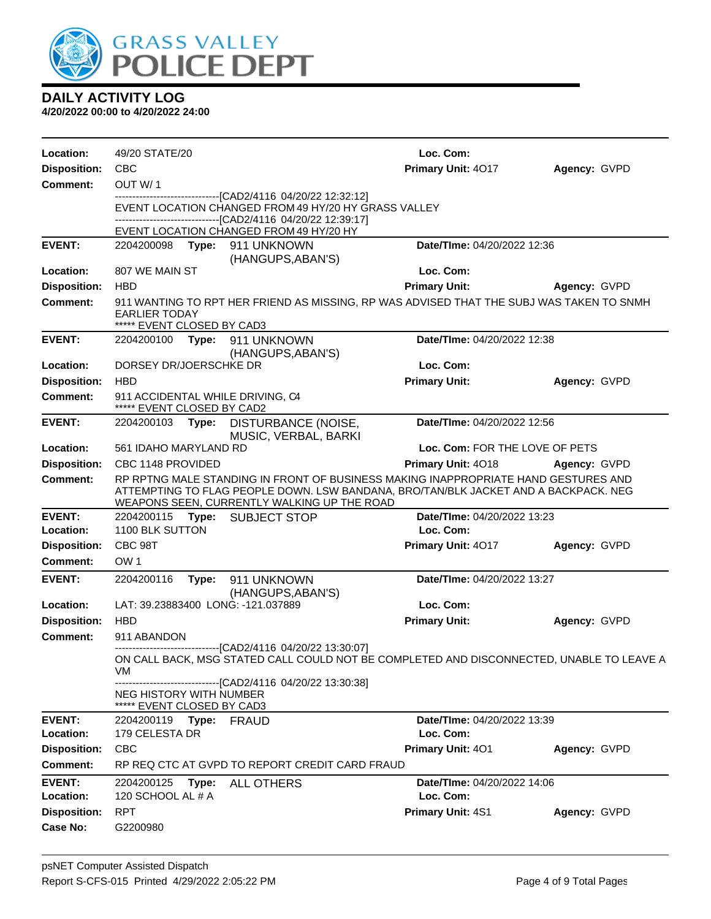GRASS VALLEY POLICE DEPT

## DAILY ACTIVITY LOG

**4/20/2022 00:00 to 4/20/2022 24:00**

**Location:** 49/20 STATE/20 **Loc. Com:**
**Disposition:** CBC **Primary Unit:** 4O17 **Agency:** GVPD
**Comment:** OUT W/ 1
------------------------------[CAD2/4116 04/20/22 12:32:12]
EVENT LOCATION CHANGED FROM 49 HY/20 HY GRASS VALLEY
------------------------------[CAD2/4116 04/20/22 12:39:17]
EVENT LOCATION CHANGED FROM 49 HY/20 HY

---

**EVENT:** 2204200098 **Type:** 911 UNKNOWN (HANGUPS,ABAN'S) **Date/TIme:** 04/20/2022 12:36
**Location:** 807 WE MAIN ST **Loc. Com:**
**Disposition:** HBD **Primary Unit:** **Agency:** GVPD
**Comment:** 911 WANTING TO RPT HER FRIEND AS MISSING, RP WAS ADVISED THAT THE SUBJ WAS TAKEN TO SNMH EARLIER TODAY
***** EVENT CLOSED BY CAD3

---

**EVENT:** 2204200100 **Type:** 911 UNKNOWN (HANGUPS,ABAN'S) **Date/TIme:** 04/20/2022 12:38
**Location:** DORSEY DR/JOERSCHKE DR **Loc. Com:**
**Disposition:** HBD **Primary Unit:** **Agency:** GVPD
**Comment:** 911 ACCIDENTAL WHILE DRIVING, C4
***** EVENT CLOSED BY CAD2

---

**EVENT:** 2204200103 **Type:** DISTURBANCE (NOISE, MUSIC, VERBAL, BARKI **Date/TIme:** 04/20/2022 12:56
**Location:** 561 IDAHO MARYLAND RD **Loc. Com:** FOR THE LOVE OF PETS
**Disposition:** CBC 1148 PROVIDED **Primary Unit:** 4O18 **Agency:** GVPD
**Comment:** RP RPTNG MALE STANDING IN FRONT OF BUSINESS MAKING INAPPROPRIATE HAND GESTURES AND ATTEMPTING TO FLAG PEOPLE DOWN. LSW BANDANA, BRO/TAN/BLK JACKET AND A BACKPACK. NEG WEAPONS SEEN, CURRENTLY WALKING UP THE ROAD

---

**EVENT:** 2204200115 **Type:** SUBJECT STOP **Date/TIme:** 04/20/2022 13:23
**Location:** 1100 BLK SUTTON **Loc. Com:**
**Disposition:** CBC 98T **Primary Unit:** 4O17 **Agency:** GVPD
**Comment:** OW 1

---

**EVENT:** 2204200116 **Type:** 911 UNKNOWN (HANGUPS,ABAN'S) **Date/TIme:** 04/20/2022 13:27
**Location:** LAT: 39.23883400 LONG: -121.037889 **Loc. Com:**
**Disposition:** HBD **Primary Unit:** **Agency:** GVPD
**Comment:** 911 ABANDON
------------------------------[CAD2/4116 04/20/22 13:30:07]
ON CALL BACK, MSG STATED CALL COULD NOT BE COMPLETED AND DISCONNECTED, UNABLE TO LEAVE A VM
------------------------------[CAD2/4116 04/20/22 13:30:38]
NEG HISTORY WITH NUMBER
***** EVENT CLOSED BY CAD3

---

**EVENT:** 2204200119 **Type:** FRAUD **Date/TIme:** 04/20/2022 13:39
**Location:** 179 CELESTA DR **Loc. Com:**
**Disposition:** CBC **Primary Unit:** 4O1 **Agency:** GVPD
**Comment:** RP REQ CTC AT GVPD TO REPORT CREDIT CARD FRAUD

---

**EVENT:** 2204200125 **Type:** ALL OTHERS **Date/TIme:** 04/20/2022 14:06
**Location:** 120 SCHOOL AL # A **Loc. Com:**
**Disposition:** RPT **Primary Unit:** 4S1 **Agency:** GVPD
**Case No:** G2200980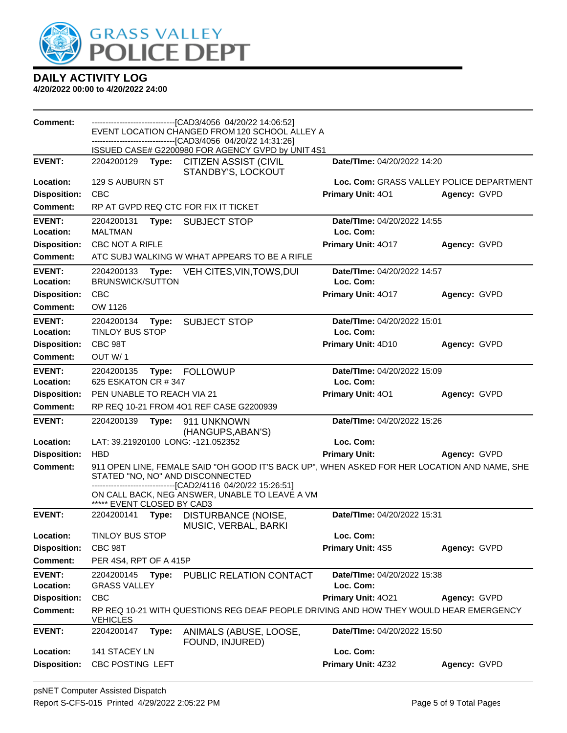# GRASS VALLEY POLICE DEPT

## DAILY ACTIVITY LOG

**4/20/2022 00:00 to 4/20/2022 24:00**

**Comment:** ------------------------------[CAD3/4056 04/20/22 14:06:52]
EVENT LOCATION CHANGED FROM 120 SCHOOL ALLEY A
------------------------------[CAD3/4056 04/20/22 14:31:26]
ISSUED CASE# G2200980 FOR AGENCY GVPD by UNIT 4S1

---

**EVENT:** 2204200129 **Type:** CITIZEN ASSIST (CIVIL STANDBY'S, LOCKOUT **Date/TIme:** 04/20/2022 14:20
**Location:** 129 S AUBURN ST **Loc. Com:** GRASS VALLEY POLICE DEPARTMENT
**Disposition:** CBC **Primary Unit:** 4O1 **Agency:** GVPD
**Comment:** RP AT GVPD REQ CTC FOR FIX IT TICKET

---

**EVENT:** 2204200131 **Type:** SUBJECT STOP **Date/TIme:** 04/20/2022 14:55
**Location:** MALTMAN **Loc. Com:**
**Disposition:** CBC NOT A RIFLE **Primary Unit:** 4O17 **Agency:** GVPD
**Comment:** ATC SUBJ WALKING W WHAT APPEARS TO BE A RIFLE

---

**EVENT:** 2204200133 **Type:** VEH CITES,VIN,TOWS,DUI **Date/TIme:** 04/20/2022 14:57
**Location:** BRUNSWICK/SUTTON **Loc. Com:**
**Disposition:** CBC **Primary Unit:** 4O17 **Agency:** GVPD
**Comment:** OW 1126

---

**EVENT:** 2204200134 **Type:** SUBJECT STOP **Date/TIme:** 04/20/2022 15:01
**Location:** TINLOY BUS STOP **Loc. Com:**
**Disposition:** CBC 98T **Primary Unit:** 4D10 **Agency:** GVPD
**Comment:** OUT W/ 1

---

**EVENT:** 2204200135 **Type:** FOLLOWUP **Date/TIme:** 04/20/2022 15:09
**Location:** 625 ESKATON CR # 347 **Loc. Com:**
**Disposition:** PEN UNABLE TO REACH VIA 21 **Primary Unit:** 4O1 **Agency:** GVPD
**Comment:** RP REQ 10-21 FROM 4O1 REF CASE G2200939

---

**EVENT:** 2204200139 **Type:** 911 UNKNOWN (HANGUPS,ABAN'S) **Date/TIme:** 04/20/2022 15:26
**Location:** LAT: 39.21920100 LONG: -121.052352 **Loc. Com:**
**Disposition:** HBD **Primary Unit:** **Agency:** GVPD
**Comment:** 911 OPEN LINE, FEMALE SAID "OH GOOD IT'S BACK UP", WHEN ASKED FOR HER LOCATION AND NAME, SHE STATED "NO, NO" AND DISCONNECTED
------------------------------[CAD2/4116 04/20/22 15:26:51]
ON CALL BACK, NEG ANSWER, UNABLE TO LEAVE A VM
***** EVENT CLOSED BY CAD3

---

**EVENT:** 2204200141 **Type:** DISTURBANCE (NOISE, MUSIC, VERBAL, BARKI **Date/TIme:** 04/20/2022 15:31
**Location:** TINLOY BUS STOP **Loc. Com:**
**Disposition:** CBC 98T **Primary Unit:** 4S5 **Agency:** GVPD
**Comment:** PER 4S4, RPT OF A 415P

---

**EVENT:** 2204200145 **Type:** PUBLIC RELATION CONTACT **Date/TIme:** 04/20/2022 15:38
**Location:** GRASS VALLEY **Loc. Com:**
**Disposition:** CBC **Primary Unit:** 4O21 **Agency:** GVPD
**Comment:** RP REQ 10-21 WITH QUESTIONS REG DEAF PEOPLE DRIVING AND HOW THEY WOULD HEAR EMERGENCY VEHICLES

---

**EVENT:** 2204200147 **Type:** ANIMALS (ABUSE, LOOSE, FOUND, INJURED) **Date/TIme:** 04/20/2022 15:50
**Location:** 141 STACEY LN **Loc. Com:**
**Disposition:** CBC POSTING LEFT **Primary Unit:** 4Z32 **Agency:** GVPD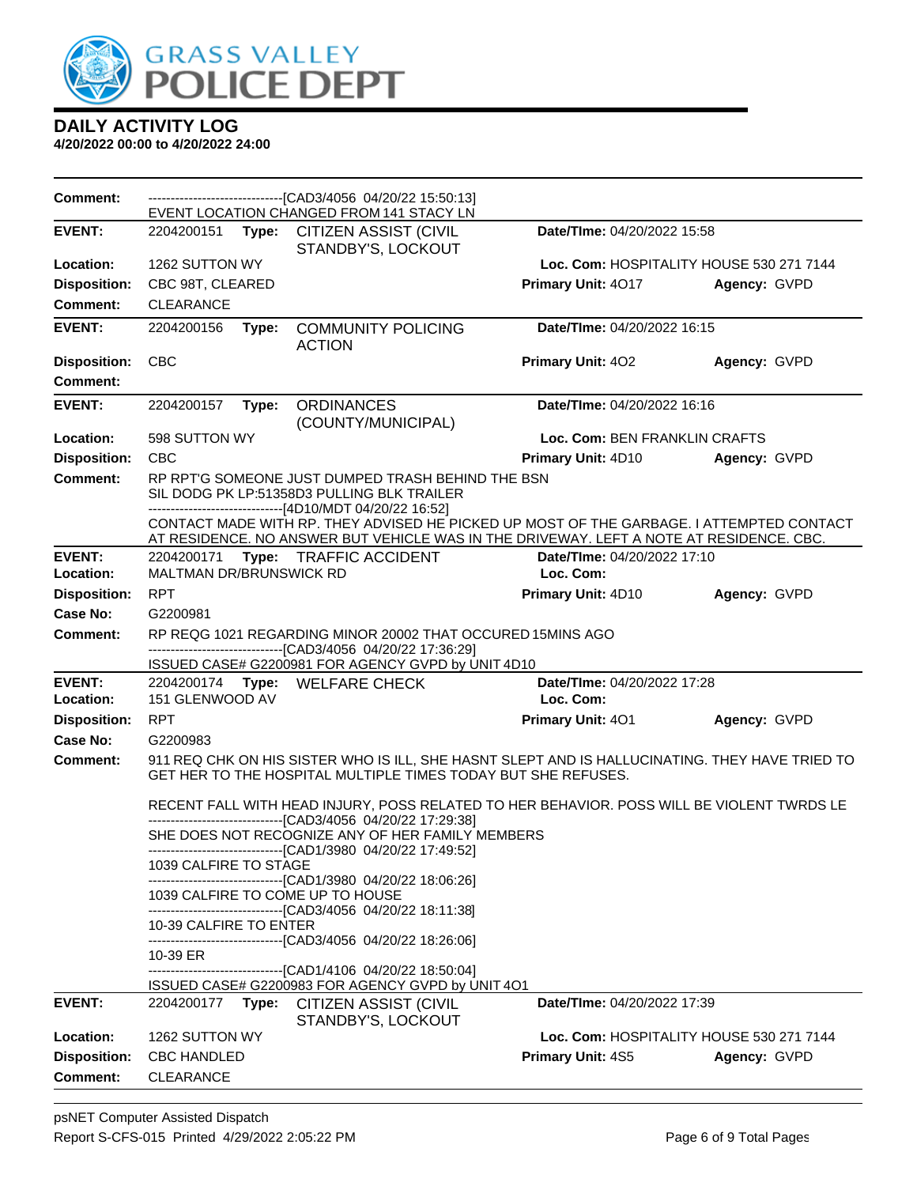# GRASS VALLEY POLICE DEPT

## DAILY ACTIVITY LOG

**4/20/2022 00:00 to 4/20/2022 24:00**

**Comment:** ------------------------------[CAD3/4056 04/20/22 15:50:13]
EVENT LOCATION CHANGED FROM 141 STACY LN

---

**EVENT:** 2204200151 **Type:** CITIZEN ASSIST (CIVIL STANDBY'S, LOCKOUT **Date/TIme:** 04/20/2022 15:58
**Location:** 1262 SUTTON WY **Loc. Com:** HOSPITALITY HOUSE 530 271 7144
**Disposition:** CBC 98T, CLEARED **Primary Unit:** 4O17 **Agency:** GVPD
**Comment:** CLEARANCE

---

**EVENT:** 2204200156 **Type:** COMMUNITY POLICING ACTION **Date/TIme:** 04/20/2022 16:15
**Disposition:** CBC **Primary Unit:** 4O2 **Agency:** GVPD
**Comment:**

---

**EVENT:** 2204200157 **Type:** ORDINANCES (COUNTY/MUNICIPAL) **Date/TIme:** 04/20/2022 16:16
**Location:** 598 SUTTON WY **Loc. Com:** BEN FRANKLIN CRAFTS
**Disposition:** CBC **Primary Unit:** 4D10 **Agency:** GVPD
**Comment:** RP RPT'G SOMEONE JUST DUMPED TRASH BEHIND THE BSN
SIL DODG PK LP:51358D3 PULLING BLK TRAILER
------------------------------[4D10/MDT 04/20/22 16:52]
CONTACT MADE WITH RP. THEY ADVISED HE PICKED UP MOST OF THE GARBAGE. I ATTEMPTED CONTACT AT RESIDENCE. NO ANSWER BUT VEHICLE WAS IN THE DRIVEWAY. LEFT A NOTE AT RESIDENCE. CBC.

---

**EVENT:** 2204200171 **Type:** TRAFFIC ACCIDENT **Date/TIme:** 04/20/2022 17:10
**Location:** MALTMAN DR/BRUNSWICK RD **Loc. Com:**
**Disposition:** RPT **Primary Unit:** 4D10 **Agency:** GVPD
**Case No:** G2200981
**Comment:** RP REQG 1021 REGARDING MINOR 20002 THAT OCCURED 15MINS AGO
------------------------------[CAD3/4056 04/20/22 17:36:29]
ISSUED CASE# G2200981 FOR AGENCY GVPD by UNIT 4D10

---

**EVENT:** 2204200174 **Type:** WELFARE CHECK **Date/TIme:** 04/20/2022 17:28
**Location:** 151 GLENWOOD AV **Loc. Com:**
**Disposition:** RPT **Primary Unit:** 4O1 **Agency:** GVPD
**Case No:** G2200983
**Comment:** 911 REQ CHK ON HIS SISTER WHO IS ILL, SHE HASNT SLEPT AND IS HALLUCINATING. THEY HAVE TRIED TO GET HER TO THE HOSPITAL MULTIPLE TIMES TODAY BUT SHE REFUSES.

RECENT FALL WITH HEAD INJURY, POSS RELATED TO HER BEHAVIOR. POSS WILL BE VIOLENT TWRDS LE
------------------------------[CAD3/4056 04/20/22 17:29:38]
SHE DOES NOT RECOGNIZE ANY OF HER FAMILY MEMBERS
------------------------------[CAD1/3980 04/20/22 17:49:52]
1039 CALFIRE TO STAGE
------------------------------[CAD1/3980 04/20/22 18:06:26]
1039 CALFIRE TO COME UP TO HOUSE
------------------------------[CAD3/4056 04/20/22 18:11:38]
10-39 CALFIRE TO ENTER
------------------------------[CAD3/4056 04/20/22 18:26:06]
10-39 ER
------------------------------[CAD1/4106 04/20/22 18:50:04]
ISSUED CASE# G2200983 FOR AGENCY GVPD by UNIT 4O1

---

**EVENT:** 2204200177 **Type:** CITIZEN ASSIST (CIVIL STANDBY'S, LOCKOUT **Date/TIme:** 04/20/2022 17:39
**Location:** 1262 SUTTON WY **Loc. Com:** HOSPITALITY HOUSE 530 271 7144
**Disposition:** CBC HANDLED **Primary Unit:** 4S5 **Agency:** GVPD
**Comment:** CLEARANCE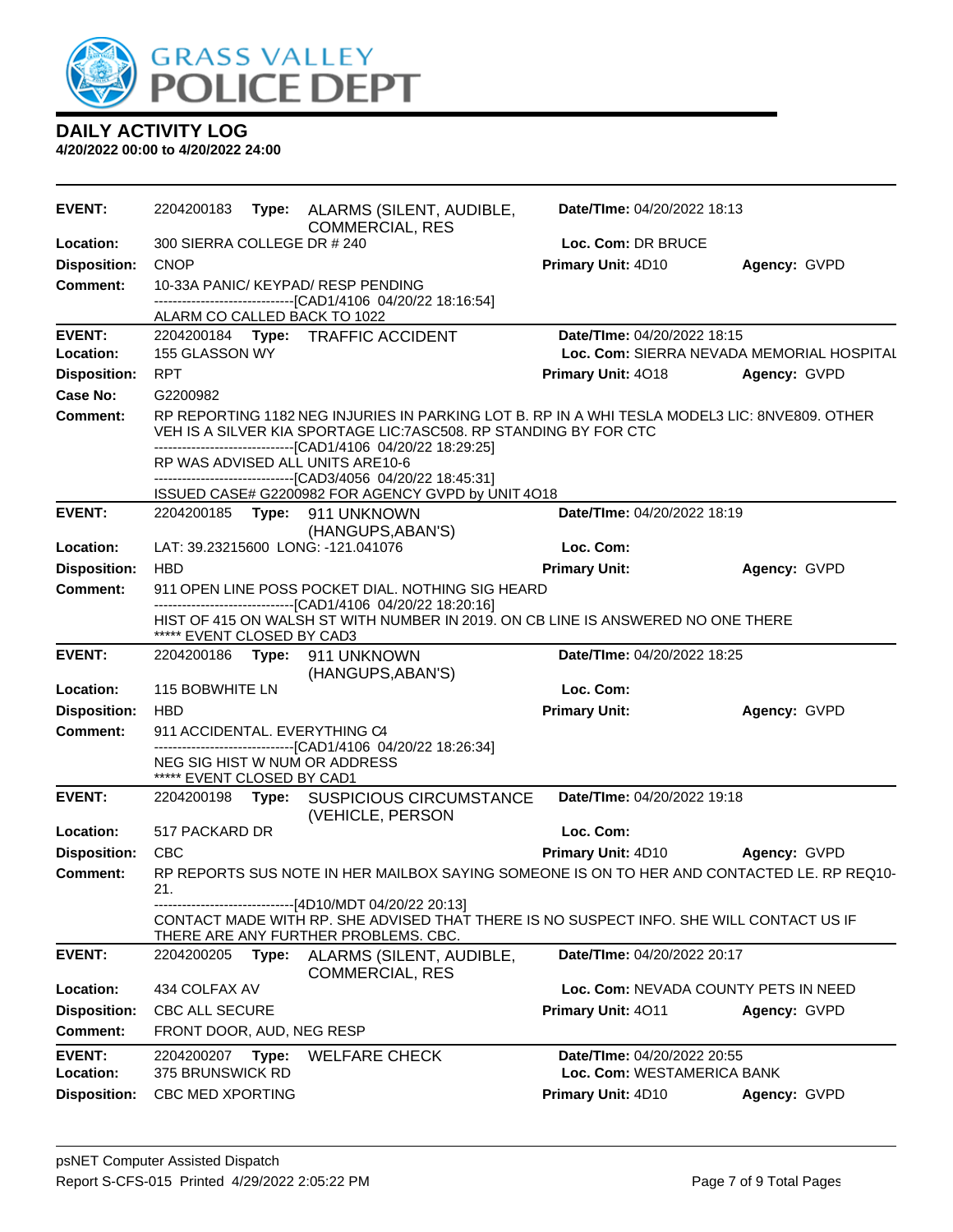GRASS VALLEY POLICE DEPT

# DAILY ACTIVITY LOG

**4/20/2022 00:00 to 4/20/2022 24:00**

---

**EVENT:** 2204200183 **Type:** ALARMS (SILENT, AUDIBLE, COMMERCIAL, RES **Date/TIme:** 04/20/2022 18:13
**Location:** 300 SIERRA COLLEGE DR # 240 **Loc. Com:** DR BRUCE
**Disposition:** CNOP **Primary Unit:** 4D10 **Agency:** GVPD
**Comment:** 10-33A PANIC/ KEYPAD/ RESP PENDING
------------------------------[CAD1/4106 04/20/22 18:16:54]
ALARM CO CALLED BACK TO 1022

---

**EVENT:** 2204200184 **Type:** TRAFFIC ACCIDENT **Date/TIme:** 04/20/2022 18:15
**Location:** 155 GLASSON WY **Loc. Com:** SIERRA NEVADA MEMORIAL HOSPITAL
**Disposition:** RPT **Primary Unit:** 4O18 **Agency:** GVPD
**Case No:** G2200982
**Comment:** RP REPORTING 1182 NEG INJURIES IN PARKING LOT B. RP IN A WHI TESLA MODEL3 LIC: 8NVE809. OTHER VEH IS A SILVER KIA SPORTAGE LIC:7ASC508. RP STANDING BY FOR CTC
------------------------------[CAD1/4106 04/20/22 18:29:25]
RP WAS ADVISED ALL UNITS ARE10-6
------------------------------[CAD3/4056 04/20/22 18:45:31]
ISSUED CASE# G2200982 FOR AGENCY GVPD by UNIT 4O18

---

**EVENT:** 2204200185 **Type:** 911 UNKNOWN (HANGUPS,ABAN'S) **Date/TIme:** 04/20/2022 18:19
**Location:** LAT: 39.23215600 LONG: -121.041076 **Loc. Com:**
**Disposition:** HBD **Primary Unit:** **Agency:** GVPD
**Comment:** 911 OPEN LINE POSS POCKET DIAL. NOTHING SIG HEARD
------------------------------[CAD1/4106 04/20/22 18:20:16]
HIST OF 415 ON WALSH ST WITH NUMBER IN 2019. ON CB LINE IS ANSWERED NO ONE THERE
***** EVENT CLOSED BY CAD3

---

**EVENT:** 2204200186 **Type:** 911 UNKNOWN (HANGUPS,ABAN'S) **Date/TIme:** 04/20/2022 18:25
**Location:** 115 BOBWHITE LN **Loc. Com:**
**Disposition:** HBD **Primary Unit:** **Agency:** GVPD
**Comment:** 911 ACCIDENTAL. EVERYTHING C4
------------------------------[CAD1/4106 04/20/22 18:26:34]
NEG SIG HIST W NUM OR ADDRESS
***** EVENT CLOSED BY CAD1

---

**EVENT:** 2204200198 **Type:** SUSPICIOUS CIRCUMSTANCE (VEHICLE, PERSON **Date/TIme:** 04/20/2022 19:18
**Location:** 517 PACKARD DR **Loc. Com:**
**Disposition:** CBC **Primary Unit:** 4D10 **Agency:** GVPD
**Comment:** RP REPORTS SUS NOTE IN HER MAILBOX SAYING SOMEONE IS ON TO HER AND CONTACTED LE. RP REQ10-21.
------------------------------[4D10/MDT 04/20/22 20:13]
CONTACT MADE WITH RP. SHE ADVISED THAT THERE IS NO SUSPECT INFO. SHE WILL CONTACT US IF THERE ARE ANY FURTHER PROBLEMS. CBC.

---

**EVENT:** 2204200205 **Type:** ALARMS (SILENT, AUDIBLE, COMMERCIAL, RES **Date/TIme:** 04/20/2022 20:17
**Location:** 434 COLFAX AV **Loc. Com:** NEVADA COUNTY PETS IN NEED
**Disposition:** CBC ALL SECURE **Primary Unit:** 4O11 **Agency:** GVPD
**Comment:** FRONT DOOR, AUD, NEG RESP

---

**EVENT:** 2204200207 **Type:** WELFARE CHECK **Date/TIme:** 04/20/2022 20:55
**Location:** 375 BRUNSWICK RD **Loc. Com:** WESTAMERICA BANK
**Disposition:** CBC MED XPORTING **Primary Unit:** 4D10 **Agency:** GVPD

---

psNET Computer Assisted Dispatch
Report S-CFS-015 Printed 4/29/2022 2:05:22 PM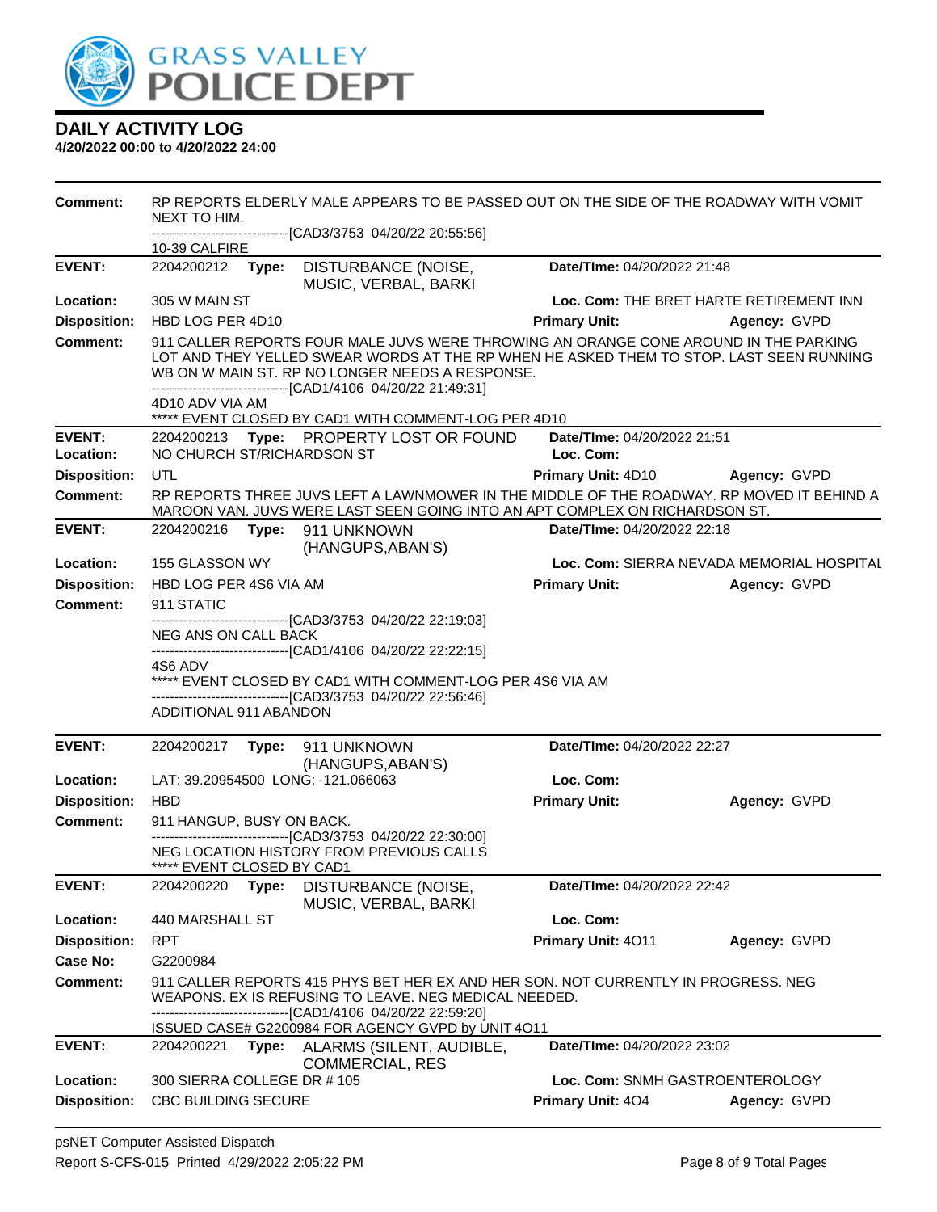# GRASS VALLEY POLICE DEPT

## DAILY ACTIVITY LOG

**4/20/2022 00:00 to 4/20/2022 24:00**

**Comment:** RP REPORTS ELDERLY MALE APPEARS TO BE PASSED OUT ON THE SIDE OF THE ROADWAY WITH VOMIT NEXT TO HIM.
------------------------------[CAD3/3753 04/20/22 20:55:56]
10-39 CALFIRE

---

**EVENT:** 2204200212 **Type:** DISTURBANCE (NOISE, MUSIC, VERBAL, BARKI **Date/TIme:** 04/20/2022 21:48
**Location:** 305 W MAIN ST **Loc. Com:** THE BRET HARTE RETIREMENT INN
**Disposition:** HBD LOG PER 4D10 **Primary Unit:** **Agency:** GVPD
**Comment:** 911 CALLER REPORTS FOUR MALE JUVS WERE THROWING AN ORANGE CONE AROUND IN THE PARKING LOT AND THEY YELLED SWEAR WORDS AT THE RP WHEN HE ASKED THEM TO STOP. LAST SEEN RUNNING WB ON W MAIN ST. RP NO LONGER NEEDS A RESPONSE.
------------------------------[CAD1/4106 04/20/22 21:49:31]
4D10 ADV VIA AM
***** EVENT CLOSED BY CAD1 WITH COMMENT-LOG PER 4D10

---

**EVENT:** 2204200213 **Type:** PROPERTY LOST OR FOUND **Date/TIme:** 04/20/2022 21:51
**Location:** NO CHURCH ST/RICHARDSON ST **Loc. Com:**
**Disposition:** UTL **Primary Unit:** 4D10 **Agency:** GVPD
**Comment:** RP REPORTS THREE JUVS LEFT A LAWNMOWER IN THE MIDDLE OF THE ROADWAY. RP MOVED IT BEHIND A MAROON VAN. JUVS WERE LAST SEEN GOING INTO AN APT COMPLEX ON RICHARDSON ST.

---

**EVENT:** 2204200216 **Type:** 911 UNKNOWN (HANGUPS,ABAN'S) **Date/TIme:** 04/20/2022 22:18
**Location:** 155 GLASSON WY **Loc. Com:** SIERRA NEVADA MEMORIAL HOSPITAL
**Disposition:** HBD LOG PER 4S6 VIA AM **Primary Unit:** **Agency:** GVPD
**Comment:** 911 STATIC
------------------------------[CAD3/3753 04/20/22 22:19:03]
NEG ANS ON CALL BACK
------------------------------[CAD1/4106 04/20/22 22:22:15]
4S6 ADV
***** EVENT CLOSED BY CAD1 WITH COMMENT-LOG PER 4S6 VIA AM
------------------------------[CAD3/3753 04/20/22 22:56:46]
ADDITIONAL 911 ABANDON

---

**EVENT:** 2204200217 **Type:** 911 UNKNOWN (HANGUPS,ABAN'S) **Date/TIme:** 04/20/2022 22:27
**Location:** LAT: 39.20954500 LONG: -121.066063 **Loc. Com:**
**Disposition:** HBD **Primary Unit:** **Agency:** GVPD
**Comment:** 911 HANGUP, BUSY ON BACK.
------------------------------[CAD3/3753 04/20/22 22:30:00]
NEG LOCATION HISTORY FROM PREVIOUS CALLS
***** EVENT CLOSED BY CAD1

---

**EVENT:** 2204200220 **Type:** DISTURBANCE (NOISE, MUSIC, VERBAL, BARKI **Date/TIme:** 04/20/2022 22:42
**Location:** 440 MARSHALL ST **Loc. Com:**
**Disposition:** RPT **Primary Unit:** 4O11 **Agency:** GVPD
**Case No:** G2200984
**Comment:** 911 CALLER REPORTS 415 PHYS BET HER EX AND HER SON. NOT CURRENTLY IN PROGRESS. NEG WEAPONS. EX IS REFUSING TO LEAVE. NEG MEDICAL NEEDED.
------------------------------[CAD1/4106 04/20/22 22:59:20]
ISSUED CASE# G2200984 FOR AGENCY GVPD by UNIT 4O11

---

**EVENT:** 2204200221 **Type:** ALARMS (SILENT, AUDIBLE, COMMERCIAL, RES **Date/TIme:** 04/20/2022 23:02
**Location:** 300 SIERRA COLLEGE DR # 105 **Loc. Com:** SNMH GASTROENTEROLOGY
**Disposition:** CBC BUILDING SECURE **Primary Unit:** 4O4 **Agency:** GVPD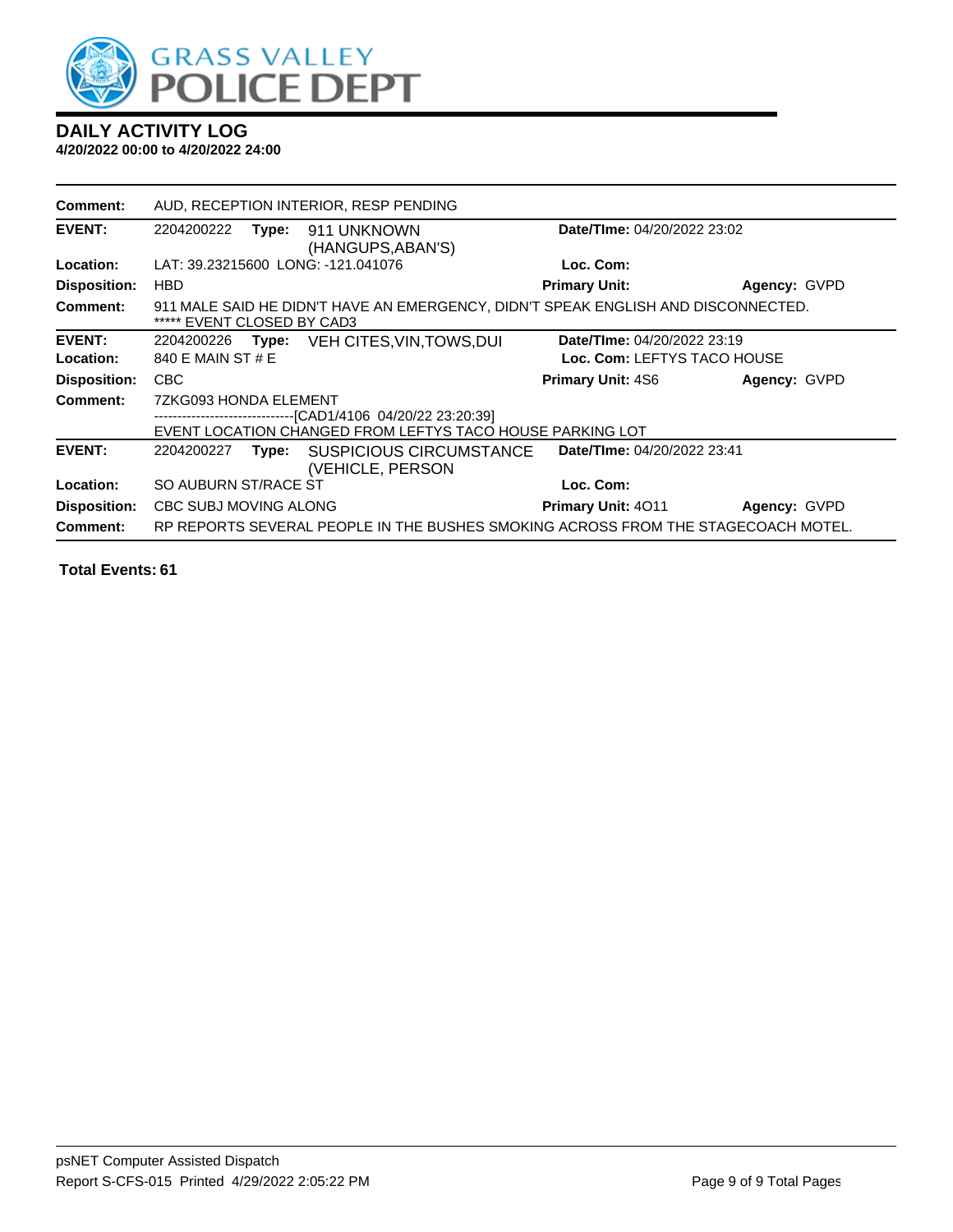**GRASS VALLEY POLICE DEPT**

## DAILY ACTIVITY LOG

**4/20/2022 00:00 to 4/20/2022 24:00**

| | | | |
|---|---|---|---|
| **Comment:** | AUD, RECEPTION INTERIOR, RESP PENDING | | |
| **EVENT:** | 2204200222 **Type:** 911 UNKNOWN (HANGUPS,ABAN'S) | **Date/TIme:** 04/20/2022 23:02 | |
| **Location:** | LAT: 39.23215600 LONG: -121.041076 | **Loc. Com:** | |
| **Disposition:** | HBD | **Primary Unit:** | **Agency:** GVPD |
| **Comment:** | 911 MALE SAID HE DIDN'T HAVE AN EMERGENCY, DIDN'T SPEAK ENGLISH AND DISCONNECTED. ***** EVENT CLOSED BY CAD3 | | |
| **EVENT:** | 2204200226 **Type:** VEH CITES,VIN,TOWS,DUI | **Date/TIme:** 04/20/2022 23:19 | |
| **Location:** | 840 E MAIN ST # E | **Loc. Com:** LEFTYS TACO HOUSE | |
| **Disposition:** | CBC | **Primary Unit:** 4S6 | **Agency:** GVPD |
| **Comment:** | 7ZKG093 HONDA ELEMENT ------------------------------[CAD1/4106 04/20/22 23:20:39] EVENT LOCATION CHANGED FROM LEFTYS TACO HOUSE PARKING LOT | | |
| **EVENT:** | 2204200227 **Type:** SUSPICIOUS CIRCUMSTANCE (VEHICLE, PERSON | **Date/TIme:** 04/20/2022 23:41 | |
| **Location:** | SO AUBURN ST/RACE ST | **Loc. Com:** | |
| **Disposition:** | CBC SUBJ MOVING ALONG | **Primary Unit:** 4O11 | **Agency:** GVPD |
| **Comment:** | RP REPORTS SEVERAL PEOPLE IN THE BUSHES SMOKING ACROSS FROM THE STAGECOACH MOTEL. | | |

**Total Events: 61**

psNET Computer Assisted Dispatch
Report S-CFS-015 Printed 4/29/2022 2:05:22 PM